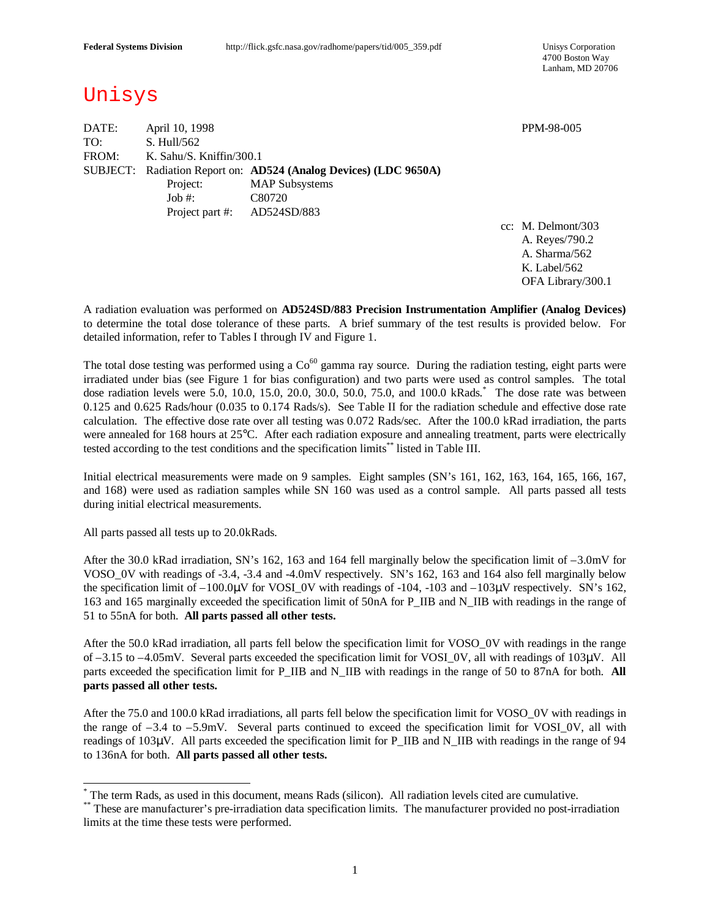**Federal Systems Division** http://flick.gsfc.nasa.gov/radhome/papers/tid/005_359.pdf

Unisys Corporation
4700 Boston Way
Lanham, MD 20706

# Unisys

DATE: April 10, 1998 PPM-98-005
TO: S. Hull/562
FROM: K. Sahu/S. Kniffin/300.1
SUBJECT: Radiation Report on: **AD524 (Analog Devices) (LDC 9650A)**
Project: MAP Subsystems
Job #: C80720
Project part #: AD524SD/883

cc: M. Delmont/303
A. Reyes/790.2
A. Sharma/562
K. Label/562
OFA Library/300.1

A radiation evaluation was performed on **AD524SD/883 Precision Instrumentation Amplifier (Analog Devices)** to determine the total dose tolerance of these parts. A brief summary of the test results is provided below. For detailed information, refer to Tables I through IV and Figure 1.

The total dose testing was performed using a $Co^{60}$ gamma ray source. During the radiation testing, eight parts were irradiated under bias (see Figure 1 for bias configuration) and two parts were used as control samples. The total dose radiation levels were 5.0, 10.0, 15.0, 20.0, 30.0, 50.0, 75.0, and 100.0 kRads.* The dose rate was between 0.125 and 0.625 Rads/hour (0.035 to 0.174 Rads/s). See Table II for the radiation schedule and effective dose rate calculation. The effective dose rate over all testing was 0.072 Rads/sec. After the 100.0 kRad irradiation, the parts were annealed for 168 hours at 25°C. After each radiation exposure and annealing treatment, parts were electrically tested according to the test conditions and the specification limits** listed in Table III.

Initial electrical measurements were made on 9 samples. Eight samples (SN's 161, 162, 163, 164, 165, 166, 167, and 168) were used as radiation samples while SN 160 was used as a control sample. All parts passed all tests during initial electrical measurements.

All parts passed all tests up to 20.0kRads.

After the 30.0 kRad irradiation, SN's 162, 163 and 164 fell marginally below the specification limit of –3.0mV for VOSO_0V with readings of -3.4, -3.4 and -4.0mV respectively. SN's 162, 163 and 164 also fell marginally below the specification limit of –100.0μV for VOSI_0V with readings of -104, -103 and –103μV respectively. SN's 162, 163 and 165 marginally exceeded the specification limit of 50nA for P_IIB and N_IIB with readings in the range of 51 to 55nA for both. **All parts passed all other tests.**

After the 50.0 kRad irradiation, all parts fell below the specification limit for VOSO_0V with readings in the range of –3.15 to –4.05mV. Several parts exceeded the specification limit for VOSI_0V, all with readings of 103μV. All parts exceeded the specification limit for P_IIB and N_IIB with readings in the range of 50 to 87nA for both. **All parts passed all other tests.**

After the 75.0 and 100.0 kRad irradiations, all parts fell below the specification limit for VOSO_0V with readings in the range of –3.4 to –5.9mV. Several parts continued to exceed the specification limit for VOSI_0V, all with readings of 103μV. All parts exceeded the specification limit for P_IIB and N_IIB with readings in the range of 94 to 136nA for both. **All parts passed all other tests.**

---

* The term Rads, as used in this document, means Rads (silicon). All radiation levels cited are cumulative.

** These are manufacturer's pre-irradiation data specification limits. The manufacturer provided no post-irradiation limits at the time these tests were performed.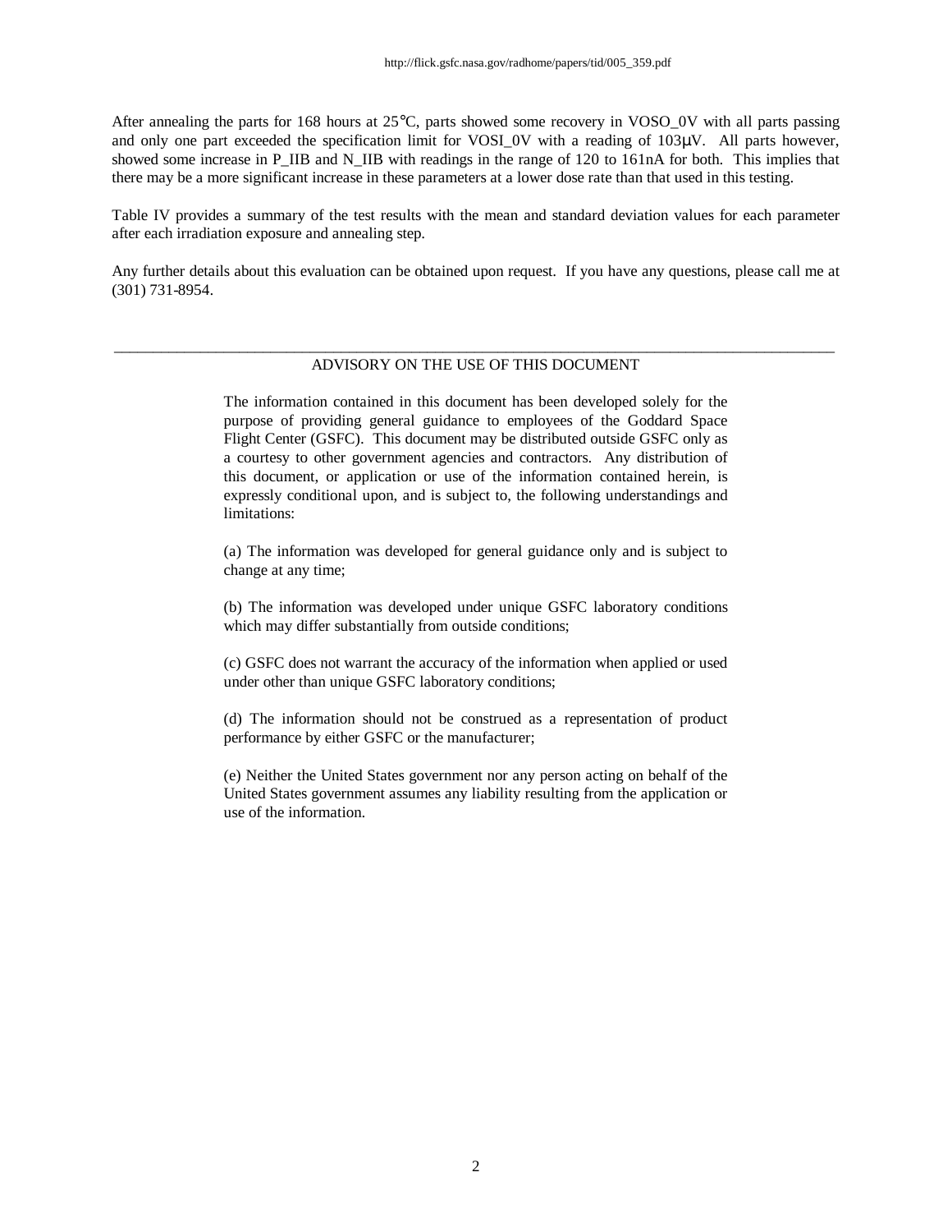After annealing the parts for 168 hours at 25°C, parts showed some recovery in VOSO_0V with all parts passing and only one part exceeded the specification limit for VOSI_0V with a reading of 103μV. All parts however, showed some increase in P_IIB and N_IIB with readings in the range of 120 to 161nA for both. This implies that there may be a more significant increase in these parameters at a lower dose rate than that used in this testing.

Table IV provides a summary of the test results with the mean and standard deviation values for each parameter after each irradiation exposure and annealing step.

Any further details about this evaluation can be obtained upon request. If you have any questions, please call me at (301) 731-8954.

---

ADVISORY ON THE USE OF THIS DOCUMENT

The information contained in this document has been developed solely for the purpose of providing general guidance to employees of the Goddard Space Flight Center (GSFC). This document may be distributed outside GSFC only as a courtesy to other government agencies and contractors. Any distribution of this document, or application or use of the information contained herein, is expressly conditional upon, and is subject to, the following understandings and limitations:

(a) The information was developed for general guidance only and is subject to change at any time;

(b) The information was developed under unique GSFC laboratory conditions which may differ substantially from outside conditions;

(c) GSFC does not warrant the accuracy of the information when applied or used under other than unique GSFC laboratory conditions;

(d) The information should not be construed as a representation of product performance by either GSFC or the manufacturer;

(e) Neither the United States government nor any person acting on behalf of the United States government assumes any liability resulting from the application or use of the information.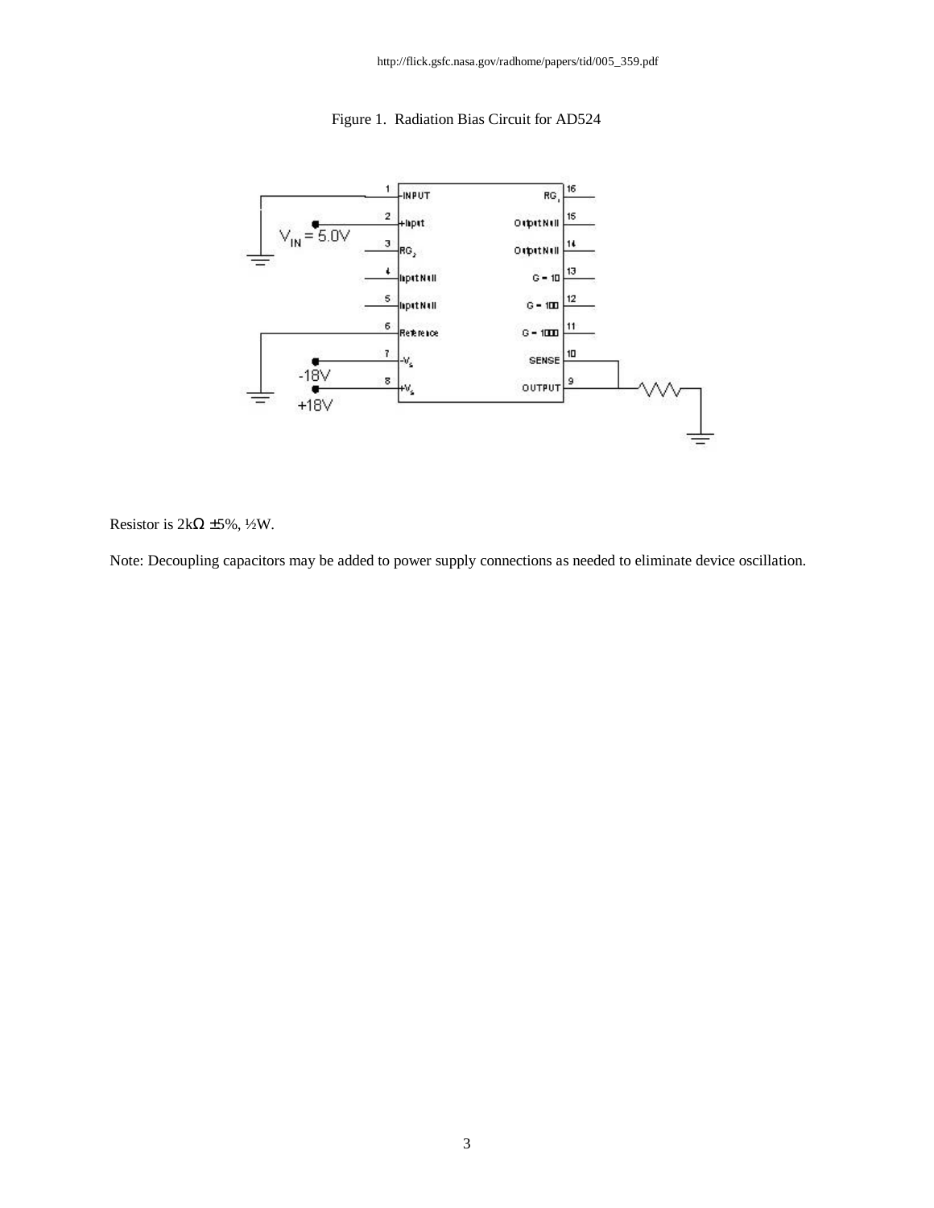http://flick.gsfc.nasa.gov/radhome/papers/tid/005_359.pdf

Figure 1. Radiation Bias Circuit for AD524

Resistor is 2kΩ ±5%, ½W.

Note: Decoupling capacitors may be added to power supply connections as needed to eliminate device oscillation.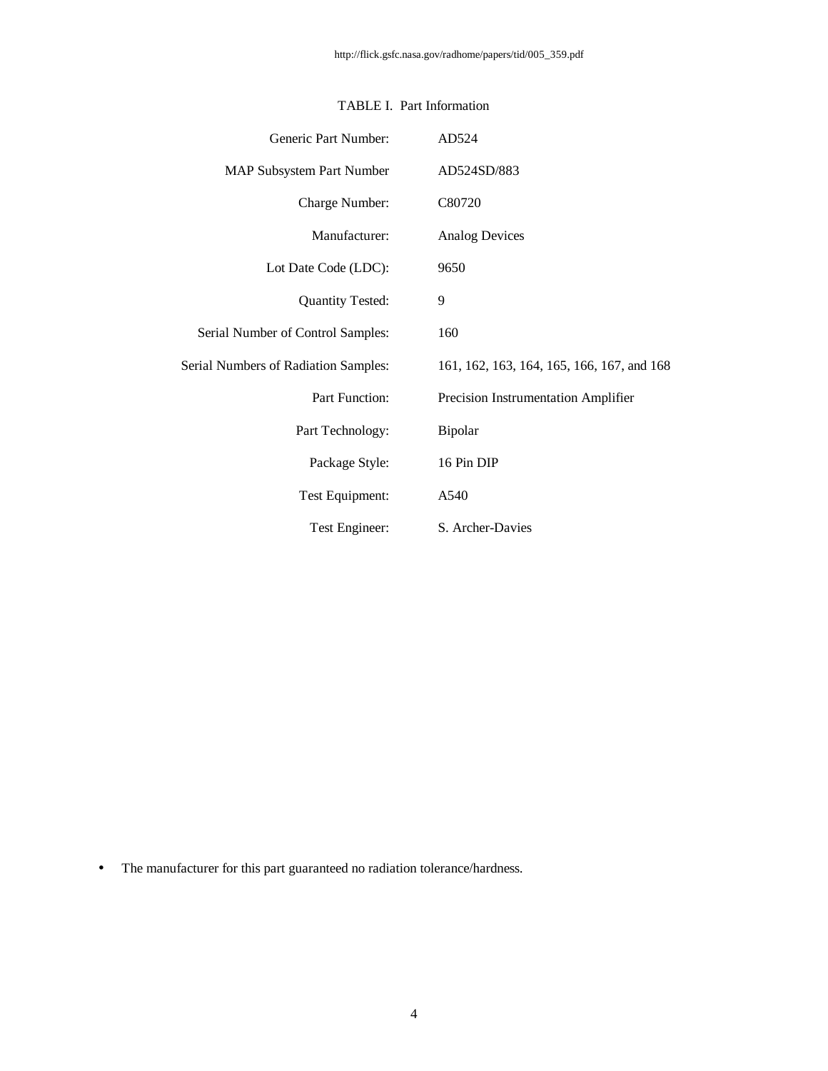TABLE I. Part Information

| | |
|---|---|
| Generic Part Number: | AD524 |
| MAP Subsystem Part Number | AD524SD/883 |
| Charge Number: | C80720 |
| Manufacturer: | Analog Devices |
| Lot Date Code (LDC): | 9650 |
| Quantity Tested: | 9 |
| Serial Number of Control Samples: | 160 |
| Serial Numbers of Radiation Samples: | 161, 162, 163, 164, 165, 166, 167, and 168 |
| Part Function: | Precision Instrumentation Amplifier |
| Part Technology: | Bipolar |
| Package Style: | 16 Pin DIP |
| Test Equipment: | A540 |
| Test Engineer: | S. Archer-Davies |

- The manufacturer for this part guaranteed no radiation tolerance/hardness.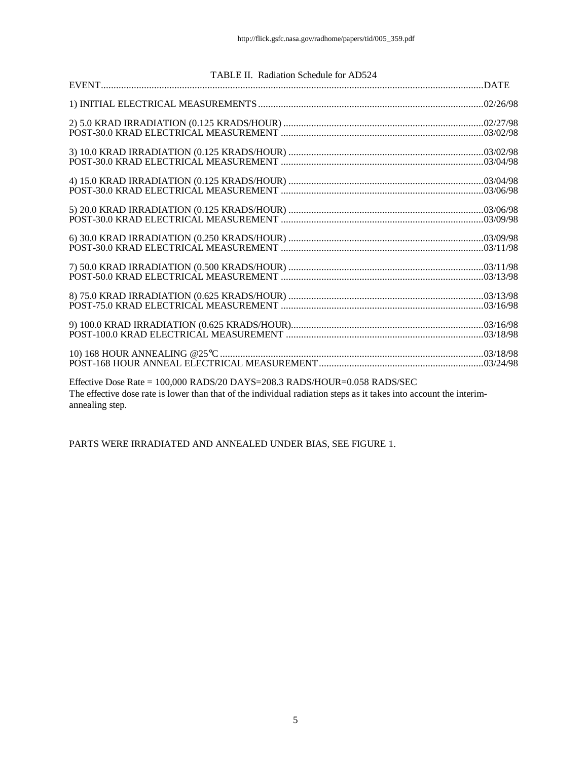TABLE II. Radiation Schedule for AD524

| EVENT | DATE |
|---|---|
| 1) INITIAL ELECTRICAL MEASUREMENTS | 02/26/98 |
| 2) 5.0 KRAD IRRADIATION (0.125 KRADS/HOUR) | 02/27/98 |
| POST-30.0 KRAD ELECTRICAL MEASUREMENT | 03/02/98 |
| 3) 10.0 KRAD IRRADIATION (0.125 KRADS/HOUR) | 03/02/98 |
| POST-30.0 KRAD ELECTRICAL MEASUREMENT | 03/04/98 |
| 4) 15.0 KRAD IRRADIATION (0.125 KRADS/HOUR) | 03/04/98 |
| POST-30.0 KRAD ELECTRICAL MEASUREMENT | 03/06/98 |
| 5) 20.0 KRAD IRRADIATION (0.125 KRADS/HOUR) | 03/06/98 |
| POST-30.0 KRAD ELECTRICAL MEASUREMENT | 03/09/98 |
| 6) 30.0 KRAD IRRADIATION (0.250 KRADS/HOUR) | 03/09/98 |
| POST-30.0 KRAD ELECTRICAL MEASUREMENT | 03/11/98 |
| 7) 50.0 KRAD IRRADIATION (0.500 KRADS/HOUR) | 03/11/98 |
| POST-50.0 KRAD ELECTRICAL MEASUREMENT | 03/13/98 |
| 8) 75.0 KRAD IRRADIATION (0.625 KRADS/HOUR) | 03/13/98 |
| POST-75.0 KRAD ELECTRICAL MEASUREMENT | 03/16/98 |
| 9) 100.0 KRAD IRRADIATION (0.625 KRADS/HOUR) | 03/16/98 |
| POST-100.0 KRAD ELECTRICAL MEASUREMENT | 03/18/98 |
| 10) 168 HOUR ANNEALING @25°C | 03/18/98 |
| POST-168 HOUR ANNEAL ELECTRICAL MEASUREMENT | 03/24/98 |

Effective Dose Rate = 100,000 RADS/20 DAYS=208.3 RADS/HOUR=0.058 RADS/SEC
The effective dose rate is lower than that of the individual radiation steps as it takes into account the interim-annealing step.

PARTS WERE IRRADIATED AND ANNEALED UNDER BIAS, SEE FIGURE 1.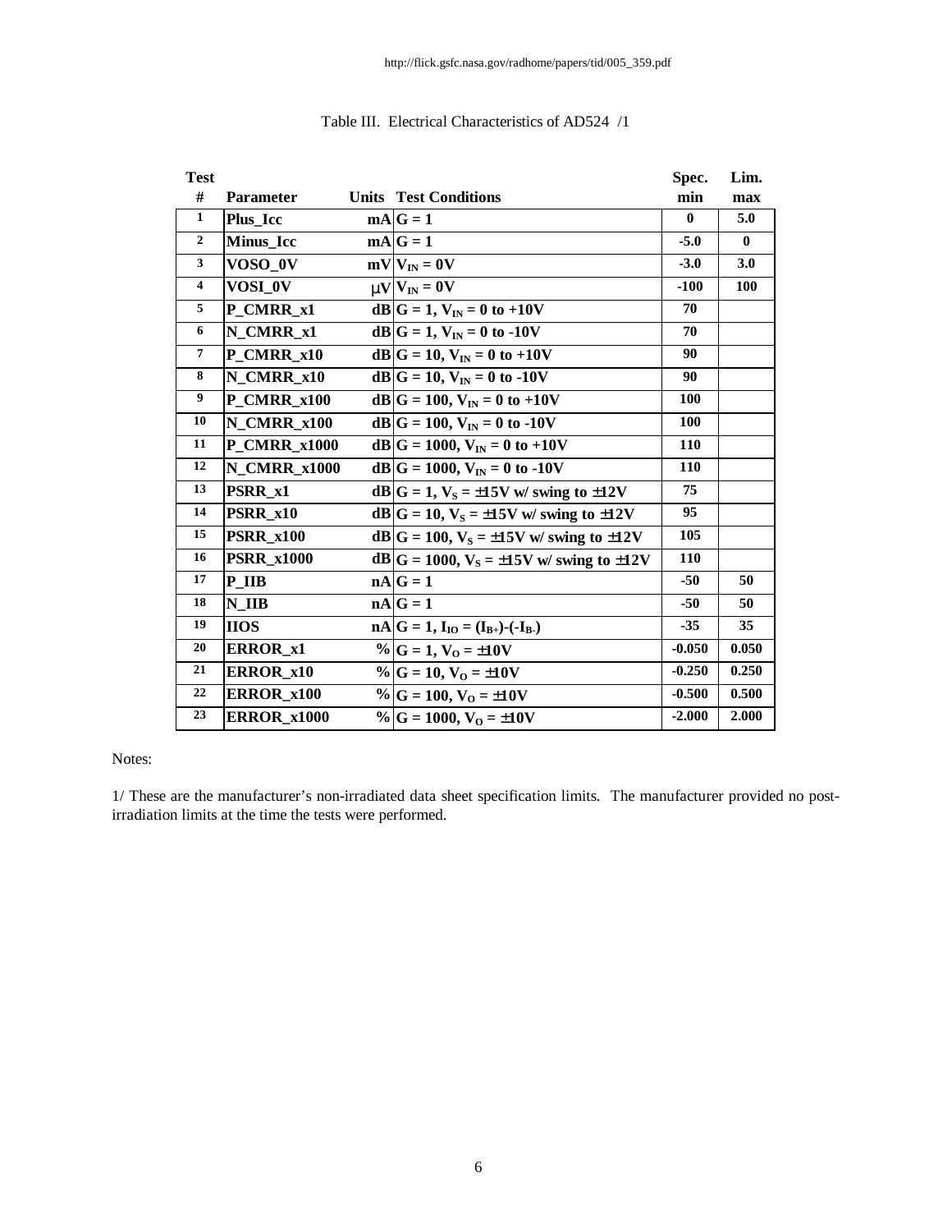http://flick.gsfc.nasa.gov/radhome/papers/tid/005_359.pdf

Table III. Electrical Characteristics of AD524 /1

| Test # | Parameter | Units | Test Conditions | Spec. min | Lim. max |
|---|---|---|---|---|---|
| 1 | Plus_Icc | mA | G = 1 | 0 | 5.0 |
| 2 | Minus_Icc | mA | G = 1 | -5.0 | 0 |
| 3 | VOSO_0V | mV | $V_{IN}$ = 0V | -3.0 | 3.0 |
| 4 | VOSI_0V | μV | $V_{IN}$ = 0V | -100 | 100 |
| 5 | P_CMRR_x1 | dB | G = 1, $V_{IN}$ = 0 to +10V | 70 | |
| 6 | N_CMRR_x1 | dB | G = 1, $V_{IN}$ = 0 to -10V | 70 | |
| 7 | P_CMRR_x10 | dB | G = 10, $V_{IN}$ = 0 to +10V | 90 | |
| 8 | N_CMRR_x10 | dB | G = 10, $V_{IN}$ = 0 to -10V | 90 | |
| 9 | P_CMRR_x100 | dB | G = 100, $V_{IN}$ = 0 to +10V | 100 | |
| 10 | N_CMRR_x100 | dB | G = 100, $V_{IN}$ = 0 to -10V | 100 | |
| 11 | P_CMRR_x1000 | dB | G = 1000, $V_{IN}$ = 0 to +10V | 110 | |
| 12 | N_CMRR_x1000 | dB | G = 1000, $V_{IN}$ = 0 to -10V | 110 | |
| 13 | PSRR_x1 | dB | G = 1, $V_S$ = ±15V w/ swing to ±12V | 75 | |
| 14 | PSRR_x10 | dB | G = 10, $V_S$ = ±15V w/ swing to ±12V | 95 | |
| 15 | PSRR_x100 | dB | G = 100, $V_S$ = ±15V w/ swing to ±12V | 105 | |
| 16 | PSRR_x1000 | dB | G = 1000, $V_S$ = ±15V w/ swing to ±12V | 110 | |
| 17 | P_IIB | nA | G = 1 | -50 | 50 |
| 18 | N_IIB | nA | G = 1 | -50 | 50 |
| 19 | IIOS | nA | G = 1, $I_{IO} = (I_{B+})-(-I_{B-})$ | -35 | 35 |
| 20 | ERROR_x1 | % | G = 1, $V_O$ = ±10V | -0.050 | 0.050 |
| 21 | ERROR_x10 | % | G = 10, $V_O$ = ±10V | -0.250 | 0.250 |
| 22 | ERROR_x100 | % | G = 100, $V_O$ = ±10V | -0.500 | 0.500 |
| 23 | ERROR_x1000 | % | G = 1000, $V_O$ = ±10V | -2.000 | 2.000 |

Notes:

1/ These are the manufacturer's non-irradiated data sheet specification limits. The manufacturer provided no post-irradiation limits at the time the tests were performed.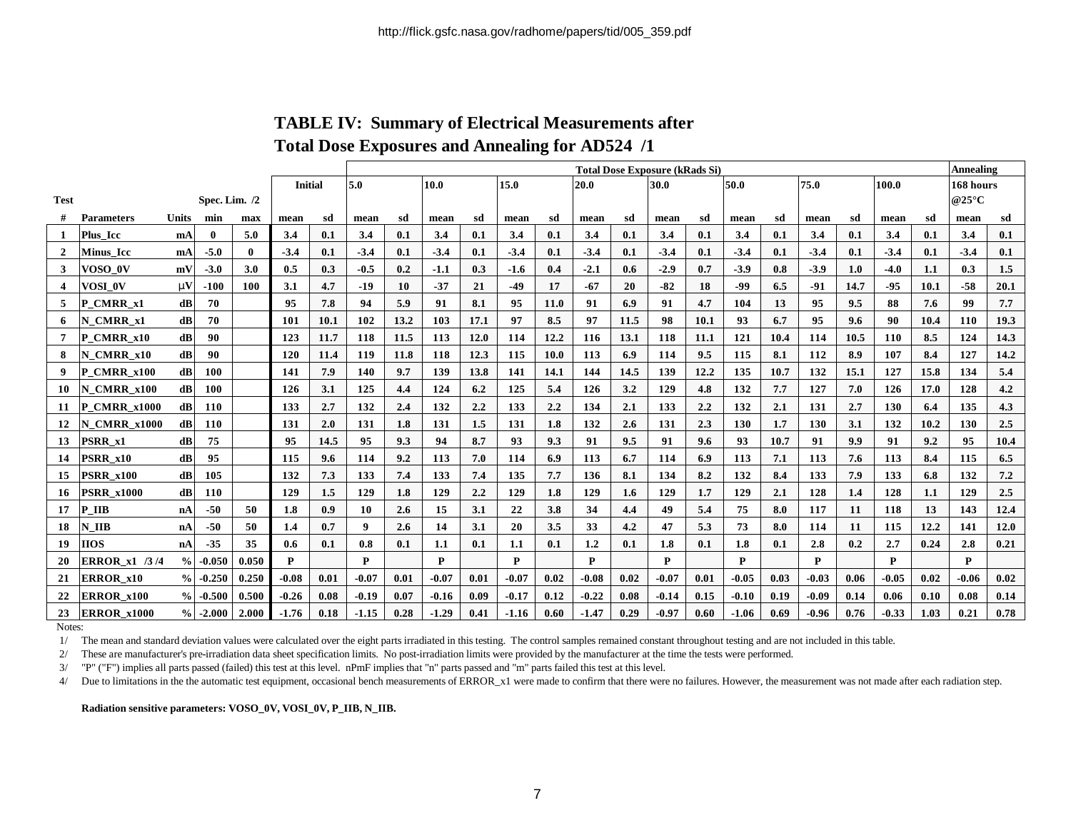http://flick.gsfc.nasa.gov/radhome/papers/tid/005_359.pdf

## TABLE IV: Summary of Electrical Measurements after Total Dose Exposures and Annealing for AD524 /1

| Test | | | Spec. Lim. /2 | | Initial | | Total Dose Exposure (kRads Si) | | | | | | | | | | | | | | | | | | Annealing | |
|---|---|---|---|---|---|---|---|---|---|---|---|---|---|---|---|---|---|---|---|---|---|---|---|---|---|---|
| | | | | | | | 5.0 | | 10.0 | | 15.0 | | 20.0 | | 30.0 | | 50.0 | | 75.0 | | 100.0 | | | | 168 hours @25°C | |
| # | Parameters | Units | min | max | mean | sd | mean | sd | mean | sd | mean | sd | mean | sd | mean | sd | mean | sd | mean | sd | mean | sd | | | mean | sd |
| 1 | Plus_Icc | mA | 0 | 5.0 | 3.4 | 0.1 | 3.4 | 0.1 | 3.4 | 0.1 | 3.4 | 0.1 | 3.4 | 0.1 | 3.4 | 0.1 | 3.4 | 0.1 | 3.4 | 0.1 | 3.4 | 0.1 | | | 3.4 | 0.1 |
| 2 | Minus_Icc | mA | -5.0 | 0 | -3.4 | 0.1 | -3.4 | 0.1 | -3.4 | 0.1 | -3.4 | 0.1 | -3.4 | 0.1 | -3.4 | 0.1 | -3.4 | 0.1 | -3.4 | 0.1 | -3.4 | 0.1 | | | -3.4 | 0.1 |
| 3 | VOSO_0V | mV | -3.0 | 3.0 | 0.5 | 0.3 | -0.5 | 0.2 | -1.1 | 0.3 | -1.6 | 0.4 | -2.1 | 0.6 | -2.9 | 0.7 | -3.9 | 0.8 | -3.9 | 1.0 | -4.0 | 1.1 | | | 0.3 | 1.5 |
| 4 | VOSI_0V | μV | -100 | 100 | 3.1 | 4.7 | -19 | 10 | -37 | 21 | -49 | 17 | -67 | 20 | -82 | 18 | -99 | 6.5 | -91 | 14.7 | -95 | 10.1 | | | -58 | 20.1 |
| 5 | P_CMRR_x1 | dB | 70 | | 95 | 7.8 | 94 | 5.9 | 91 | 8.1 | 95 | 11.0 | 91 | 6.9 | 91 | 4.7 | 104 | 13 | 95 | 9.5 | 88 | 7.6 | | | 99 | 7.7 |
| 6 | N_CMRR_x1 | dB | 70 | | 101 | 10.1 | 102 | 13.2 | 103 | 17.1 | 97 | 8.5 | 97 | 11.5 | 98 | 10.1 | 93 | 6.7 | 95 | 9.6 | 90 | 10.4 | | | 110 | 19.3 |
| 7 | P_CMRR_x10 | dB | 90 | | 123 | 11.7 | 118 | 11.5 | 113 | 12.0 | 114 | 12.2 | 116 | 13.1 | 118 | 11.1 | 121 | 10.4 | 114 | 10.5 | 110 | 8.5 | | | 124 | 14.3 |
| 8 | N_CMRR_x10 | dB | 90 | | 120 | 11.4 | 119 | 11.8 | 118 | 12.3 | 115 | 10.0 | 113 | 6.9 | 114 | 9.5 | 115 | 8.1 | 112 | 8.9 | 107 | 8.4 | | | 127 | 14.2 |
| 9 | P_CMRR_x100 | dB | 100 | | 141 | 7.9 | 140 | 9.7 | 139 | 13.8 | 141 | 14.1 | 144 | 14.5 | 139 | 12.2 | 135 | 10.7 | 132 | 15.1 | 127 | 15.8 | | | 134 | 5.4 |
| 10 | N_CMRR_x100 | dB | 100 | | 126 | 3.1 | 125 | 4.4 | 124 | 6.2 | 125 | 5.4 | 126 | 3.2 | 129 | 4.8 | 132 | 7.7 | 127 | 7.0 | 126 | 17.0 | | | 128 | 4.2 |
| 11 | P_CMRR_x1000 | dB | 110 | | 133 | 2.7 | 132 | 2.4 | 132 | 2.2 | 133 | 2.2 | 134 | 2.1 | 133 | 2.2 | 132 | 2.1 | 131 | 2.7 | 130 | 6.4 | | | 135 | 4.3 |
| 12 | N_CMRR_x1000 | dB | 110 | | 131 | 2.0 | 131 | 1.8 | 131 | 1.5 | 131 | 1.8 | 132 | 2.6 | 131 | 2.3 | 130 | 1.7 | 130 | 3.1 | 132 | 10.2 | | | 130 | 2.5 |
| 13 | PSRR_x1 | dB | 75 | | 95 | 14.5 | 95 | 9.3 | 94 | 8.7 | 93 | 9.3 | 91 | 9.5 | 91 | 9.6 | 93 | 10.7 | 91 | 9.9 | 91 | 9.2 | | | 95 | 10.4 |
| 14 | PSRR_x10 | dB | 95 | | 115 | 9.6 | 114 | 9.2 | 113 | 7.0 | 114 | 6.9 | 113 | 6.7 | 114 | 6.9 | 113 | 7.1 | 113 | 7.6 | 113 | 8.4 | | | 115 | 6.5 |
| 15 | PSRR_x100 | dB | 105 | | 132 | 7.3 | 133 | 7.4 | 133 | 7.4 | 135 | 7.7 | 136 | 8.1 | 134 | 8.2 | 132 | 8.4 | 133 | 7.9 | 133 | 6.8 | | | 132 | 7.2 |
| 16 | PSRR_x1000 | dB | 110 | | 129 | 1.5 | 129 | 1.8 | 129 | 2.2 | 129 | 1.8 | 129 | 1.6 | 129 | 1.7 | 129 | 2.1 | 128 | 1.4 | 128 | 1.1 | | | 129 | 2.5 |
| 17 | P_IIB | nA | -50 | 50 | 1.8 | 0.9 | 10 | 2.6 | 15 | 3.1 | 22 | 3.8 | 34 | 4.4 | 49 | 5.4 | 75 | 8.0 | 117 | 11 | 118 | 13 | | | 143 | 12.4 |
| 18 | N_IIB | nA | -50 | 50 | 1.4 | 0.7 | 9 | 2.6 | 14 | 3.1 | 20 | 3.5 | 33 | 4.2 | 47 | 5.3 | 73 | 8.0 | 114 | 11 | 115 | 12.2 | | | 141 | 12.0 |
| 19 | IIOS | nA | -35 | 35 | 0.6 | 0.1 | 0.8 | 0.1 | 1.1 | 0.1 | 1.1 | 0.1 | 1.2 | 0.1 | 1.8 | 0.1 | 1.8 | 0.1 | 2.8 | 0.2 | 2.7 | 0.24 | | | 2.8 | 0.21 |
| 20 | ERROR_x1 /3 /4 | % | -0.050 | 0.050 | P | | P | | P | | P | | P | | P | | P | | P | | P | | | | P | |
| 21 | ERROR_x10 | % | -0.250 | 0.250 | -0.08 | 0.01 | -0.07 | 0.01 | -0.07 | 0.01 | -0.07 | 0.02 | -0.08 | 0.02 | -0.07 | 0.01 | -0.05 | 0.03 | -0.03 | 0.06 | -0.05 | 0.02 | | | -0.06 | 0.02 |
| 22 | ERROR_x100 | % | -0.500 | 0.500 | -0.26 | 0.08 | -0.19 | 0.07 | -0.16 | 0.09 | -0.17 | 0.12 | -0.22 | 0.08 | -0.14 | 0.15 | -0.10 | 0.19 | -0.09 | 0.14 | 0.06 | 0.10 | | | 0.08 | 0.14 |
| 23 | ERROR_x1000 | % | -2.000 | 2.000 | -1.76 | 0.18 | -1.15 | 0.28 | -1.29 | 0.41 | -1.16 | 0.60 | -1.47 | 0.29 | -0.97 | 0.60 | -1.06 | 0.69 | -0.96 | 0.76 | -0.33 | 1.03 | | | 0.21 | 0.78 |

Notes:

1/ The mean and standard deviation values were calculated over the eight parts irradiated in this testing. The control samples remained constant throughout testing and are not included in this table.

2/ These are manufacturer's pre-irradiation data sheet specification limits. No post-irradiation limits were provided by the manufacturer at the time the tests were performed.

3/ "P" ("F") implies all parts passed (failed) this test at this level. nPmF implies that "n" parts passed and "m" parts failed this test at this level.

4/ Due to limitations in the the automatic test equipment, occasional bench measurements of ERROR_x1 were made to confirm that there were no failures. However, the measurement was not made after each radiation step.

**Radiation sensitive parameters: VOSO_0V, VOSI_0V, P_IIB, N_IIB.**